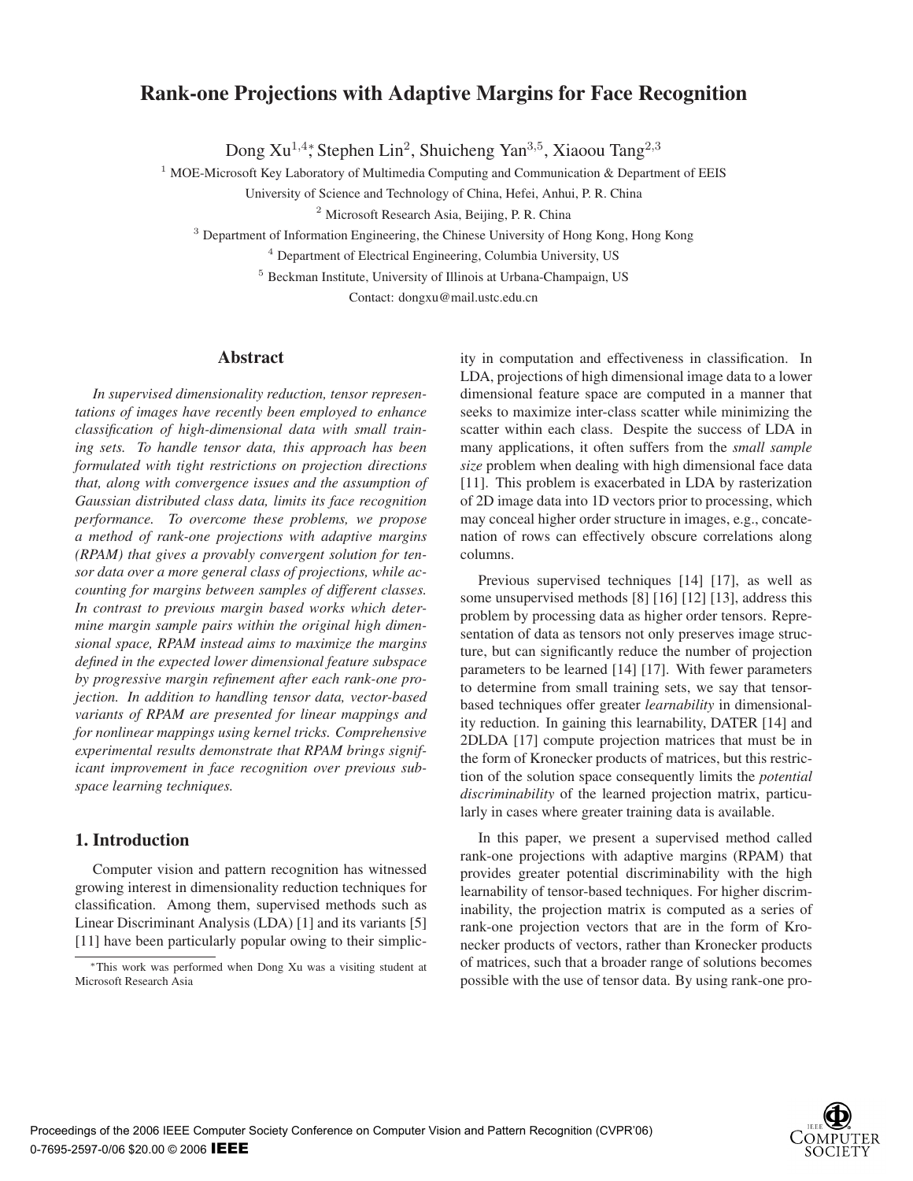# Rank-one Projections with Adaptive Margins for Face Recognition

Dong Xu[1,4]*, Stephen Lin[2], Shuicheng Yan[3,5], Xiaoou Tang[2,3]

[1] MOE-Microsoft Key Laboratory of Multimedia Computing and Communication & Department of EEIS
University of Science and Technology of China, Hefei, Anhui, P. R. China

[2] Microsoft Research Asia, Beijing, P. R. China

[3] Department of Information Engineering, the Chinese University of Hong Kong, Hong Kong

[4] Department of Electrical Engineering, Columbia University, US

[5] Beckman Institute, University of Illinois at Urbana-Champaign, US

Contact: dongxu@mail.ustc.edu.cn

## Abstract

*In supervised dimensionality reduction, tensor representations of images have recently been employed to enhance classification of high-dimensional data with small training sets. To handle tensor data, this approach has been formulated with tight restrictions on projection directions that, along with convergence issues and the assumption of Gaussian distributed class data, limits its face recognition performance. To overcome these problems, we propose a method of rank-one projections with adaptive margins (RPAM) that gives a provably convergent solution for tensor data over a more general class of projections, while accounting for margins between samples of different classes. In contrast to previous margin based works which determine margin sample pairs within the original high dimensional space, RPAM instead aims to maximize the margins defined in the expected lower dimensional feature subspace by progressive margin refinement after each rank-one projection. In addition to handling tensor data, vector-based variants of RPAM are presented for linear mappings and for nonlinear mappings using kernel tricks. Comprehensive experimental results demonstrate that RPAM brings significant improvement in face recognition over previous subspace learning techniques.*

## 1. Introduction

Computer vision and pattern recognition has witnessed growing interest in dimensionality reduction techniques for classification. Among them, supervised methods such as Linear Discriminant Analysis (LDA) [1] and its variants [5] [11] have been particularly popular owing to their simplicity in computation and effectiveness in classification. In LDA, projections of high dimensional image data to a lower dimensional feature space are computed in a manner that seeks to maximize inter-class scatter while minimizing the scatter within each class. Despite the success of LDA in many applications, it often suffers from the *small sample size* problem when dealing with high dimensional face data [11]. This problem is exacerbated in LDA by rasterization of 2D image data into 1D vectors prior to processing, which may conceal higher order structure in images, e.g., concatenation of rows can effectively obscure correlations along columns.

Previous supervised techniques [14] [17], as well as some unsupervised methods [8] [16] [12] [13], address this problem by processing data as higher order tensors. Representation of data as tensors not only preserves image structure, but can significantly reduce the number of projection parameters to be learned [14] [17]. With fewer parameters to determine from small training sets, we say that tensor-based techniques offer greater *learnability* in dimensionality reduction. In gaining this learnability, DATER [14] and 2DLDA [17] compute projection matrices that must be in the form of Kronecker products of matrices, but this restriction of the solution space consequently limits the *potential discriminability* of the learned projection matrix, particularly in cases where greater training data is available.

In this paper, we present a supervised method called rank-one projections with adaptive margins (RPAM) that provides greater potential discriminability with the high learnability of tensor-based techniques. For higher discriminability, the projection matrix is computed as a series of rank-one projection vectors that are in the form of Kronecker products of vectors, rather than Kronecker products of matrices, such that a broader range of solutions becomes possible with the use of tensor data. By using rank-one pro-

*This work was performed when Dong Xu was a visiting student at Microsoft Research Asia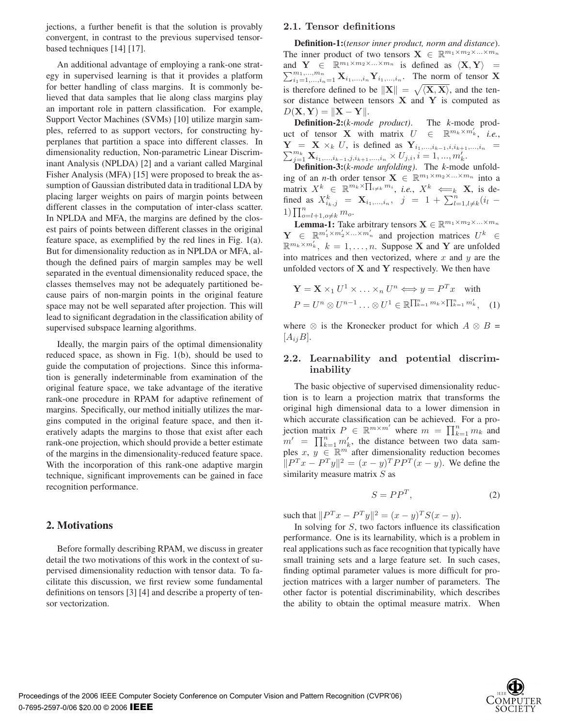jections, a further benefit is that the solution is provably convergent, in contrast to the previous supervised tensor-based techniques [14] [17].

An additional advantage of employing a rank-one strategy in supervised learning is that it provides a platform for better handling of class margins. It is commonly believed that data samples that lie along class margins play an important role in pattern classification. For example, Support Vector Machines (SVMs) [10] utilize margin samples, referred to as support vectors, for constructing hyperplanes that partition a space into different classes. In dimensionality reduction, Non-parametric Linear Discriminant Analysis (NPLDA) [2] and a variant called Marginal Fisher Analysis (MFA) [15] were proposed to break the assumption of Gaussian distributed data in traditional LDA by placing larger weights on pairs of margin points between different classes in the computation of inter-class scatter. In NPLDA and MFA, the margins are defined by the closest pairs of points between different classes in the original feature space, as exemplified by the red lines in Fig. 1(a). But for dimensionality reduction as in NPLDA or MFA, although the defined pairs of margin samples may be well separated in the eventual dimensionality reduced space, the classes themselves may not be adequately partitioned because pairs of non-margin points in the original feature space may not be well separated after projection. This will lead to significant degradation in the classification ability of supervised subspace learning algorithms.

Ideally, the margin pairs of the optimal dimensionality reduced space, as shown in Fig. 1(b), should be used to guide the computation of projections. Since this information is generally indeterminable from examination of the original feature space, we take advantage of the iterative rank-one procedure in RPAM for adaptive refinement of margins. Specifically, our method initially utilizes the margins computed in the original feature space, and then iteratively adapts the margins to those that exist after each rank-one projection, which should provide a better estimate of the margins in the dimensionality-reduced feature space. With the incorporation of this rank-one adaptive margin technique, significant improvements can be gained in face recognition performance.

## 2. Motivations

Before formally describing RPAM, we discuss in greater detail the two motivations of this work in the context of supervised dimensionality reduction with tensor data. To facilitate this discussion, we first review some fundamental definitions on tensors [3] [4] and describe a property of tensor vectorization.

### 2.1. Tensor definitions

**Definition-1:**(*tensor inner product, norm and distance*). The inner product of two tensors $\mathbf{X} \in \mathbb{R}^{m_1 \times m_2 \times \ldots \times m_n}$ and $\mathbf{Y} \in \mathbb{R}^{m_1 \times m_2 \times \ldots \times m_n}$ is defined as $\langle \mathbf{X}, \mathbf{Y} \rangle = \sum_{i_1=1,\ldots,i_n=1}^{m_1,\ldots,m_n} \mathbf{X}_{i_1,\ldots,i_n} \mathbf{Y}_{i_1,\ldots,i_n}$. The norm of tensor $\mathbf{X}$ is therefore defined to be $\|\mathbf{X}\| = \sqrt{\langle \mathbf{X}, \mathbf{X} \rangle}$, and the tensor distance between tensors $\mathbf{X}$ and $\mathbf{Y}$ is computed as $D(\mathbf{X}, \mathbf{Y}) = \|\mathbf{X} - \mathbf{Y}\|$.

**Definition-2:**(*k-mode product*). The *k*-mode product of tensor $\mathbf{X}$ with matrix $U \in \mathbb{R}^{m_k \times m'_k}$, *i.e.*, $\mathbf{Y} = \mathbf{X} \times_k U$, is defined as $\mathbf{Y}_{i_1,\ldots,i_{k-1},i,i_{k+1},\ldots,i_n} = \sum_{j=1}^{m_k} \mathbf{X}_{i_1,\ldots,i_{k-1},j,i_{k+1},\ldots,i_n} \times U_{j,i}, i = 1, \ldots, m'_k$.

**Definition-3:**(*k-mode unfolding*). The *k*-mode unfolding of an *n*-th order tensor $\mathbf{X} \in \mathbb{R}^{m_1 \times m_2 \times \ldots \times m_n}$ into a matrix $X^k \in \mathbb{R}^{m_k \times \prod_{i \neq k} m_i}$, *i.e.*, $X^k \Leftarrow_k \mathbf{X}$, is defined as $X^k_{i_k,j} = \mathbf{X}_{i_1,\ldots,i_n}$, $j = 1 + \sum_{l=1,l\neq k}^{n} (i_l - 1) \prod_{o=l+1,o\neq k}^{n} m_o$.

**Lemma-1:** Take arbitrary tensors $\mathbf{X} \in \mathbb{R}^{m_1 \times m_2 \times \ldots \times m_n}$ $\mathbf{Y} \in \mathbb{R}^{m'_1 \times m'_2 \times \ldots \times m'_n}$ and projection matrices $U^k \in \mathbb{R}^{m_k \times m'_k}$, $k = 1, \ldots, n$. Suppose $\mathbf{X}$ and $\mathbf{Y}$ are unfolded into matrices and then vectorized, where $x$ and $y$ are the unfolded vectors of $\mathbf{X}$ and $\mathbf{Y}$ respectively. We then have

$$\mathbf{Y} = \mathbf{X} \times_1 U^1 \times \ldots \times_n U^n \Longleftrightarrow y = P^T x \quad \text{with}$$
$$P = U^n \otimes U^{n-1} \ldots \otimes U^1 \in \mathbb{R}^{\prod_{k=1}^{n} m_k \times \prod_{k=1}^{n} m'_k}, \quad (1)$$

where $\otimes$ is the Kronecker product for which $A \otimes B = [A_{ij} B]$.

### 2.2. Learnability and potential discriminability

The basic objective of supervised dimensionality reduction is to learn a projection matrix that transforms the original high dimensional data to a lower dimension in which accurate classification can be achieved. For a projection matrix $P \in \mathbb{R}^{m \times m'}$ where $m = \prod_{k=1}^{n} m_k$ and $m' = \prod_{k=1}^{n} m'_k$, the distance between two data samples $x, y \in \mathbb{R}^m$ after dimensionality reduction becomes $\|P^T x - P^T y\|^2 = (x - y)^T P P^T (x - y)$. We define the similarity measure matrix $S$ as

$$S = P P^T, \quad (2)$$

such that $\|P^T x - P^T y\|^2 = (x - y)^T S (x - y)$.

In solving for $S$, two factors influence its classification performance. One is its learnability, which is a problem in real applications such as face recognition that typically have small training sets and a large feature set. In such cases, finding optimal parameter values is more difficult for projection matrices with a larger number of parameters. The other factor is potential discriminability, which describes the ability to obtain the optimal measure matrix. When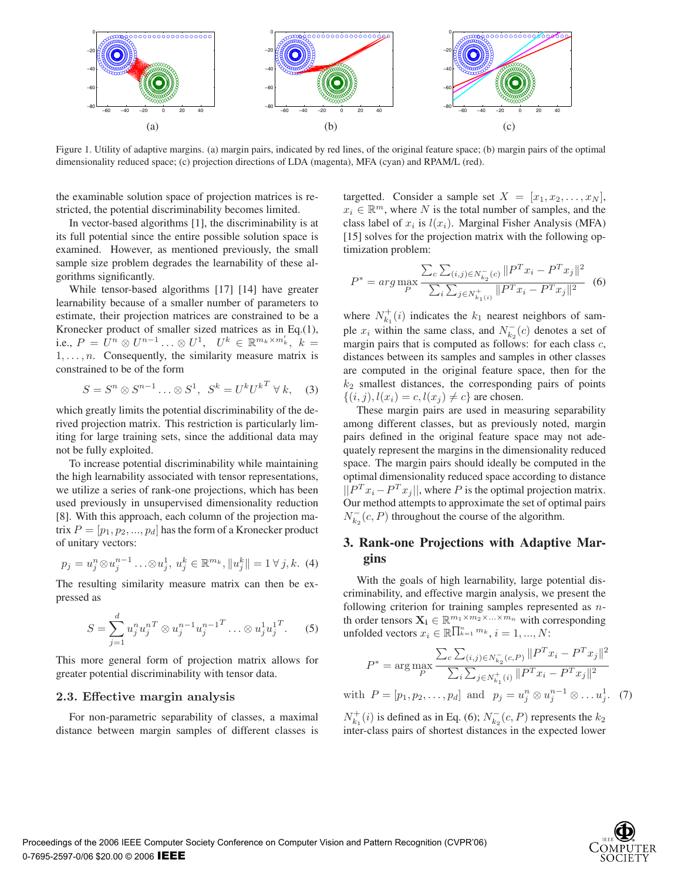Figure 1. Utility of adaptive margins. (a) margin pairs, indicated by red lines, of the original feature space; (b) margin pairs of the optimal dimensionality reduced space; (c) projection directions of LDA (magenta), MFA (cyan) and RPAM/L (red).

the examinable solution space of projection matrices is restricted, the potential discriminability becomes limited.

In vector-based algorithms [1], the discriminability is at its full potential since the entire possible solution space is examined. However, as mentioned previously, the small sample size problem degrades the learnability of these algorithms significantly.

While tensor-based algorithms [17] [14] have greater learnability because of a smaller number of parameters to estimate, their projection matrices are constrained to be a Kronecker product of smaller sized matrices as in Eq.(1), i.e., $P = U^n \otimes U^{n-1} \ldots \otimes U^1$, $U^k \in \mathbb{R}^{m_k \times m'_k}$, $k = 1, \ldots, n$. Consequently, the similarity measure matrix is constrained to be of the form

$$S = S^n \otimes S^{n-1} \ldots \otimes S^1, \;\; S^k = U^k {U^k}^T \; \forall \, k, \quad (3)$$

which greatly limits the potential discriminability of the derived projection matrix. This restriction is particularly limiting for large training sets, since the additional data may not be fully exploited.

To increase potential discriminability while maintaining the high learnability associated with tensor representations, we utilize a series of rank-one projections, which has been used previously in unsupervised dimensionality reduction [8]. With this approach, each column of the projection matrix $P = [p_1, p_2, ..., p_d]$ has the form of a Kronecker product of unitary vectors:

$$p_j = u_j^n \otimes u_j^{n-1} \ldots \otimes u_j^1, \; u_j^k \in \mathbb{R}^{m_k}, \|u_j^k\| = 1 \; \forall \, j, k. \quad (4)$$

The resulting similarity measure matrix can then be expressed as

$$S = \sum_{j=1}^{d} u_j^n {u_j^n}^T \otimes u_j^{n-1} {u_j^{n-1}}^T \ldots \otimes u_j^1 {u_j^1}^T. \quad (5)$$

This more general form of projection matrix allows for greater potential discriminability with tensor data.

### 2.3. Effective margin analysis

For non-parametric separability of classes, a maximal distance between margin samples of different classes is targetted. Consider a sample set $X = [x_1, x_2, \ldots, x_N]$, $x_i \in \mathbb{R}^m$, where $N$ is the total number of samples, and the class label of $x_i$ is $l(x_i)$. Marginal Fisher Analysis (MFA) [15] solves for the projection matrix with the following optimization problem:

$$P^* = arg \max_P \frac{\sum_c \sum_{(i,j) \in N^-_{k_2}(c)} \|P^T x_i - P^T x_j\|^2}{\sum_i \sum_{j \in N^+_{k_1(i)}} \|P^T x_i - P^T x_j\|^2} \quad (6)$$

where $N^+_{k_1}(i)$ indicates the $k_1$ nearest neighbors of sample $x_i$ within the same class, and $N^-_{k_2}(c)$ denotes a set of margin pairs that is computed as follows: for each class $c$, distances between its samples and samples in other classes are computed in the original feature space, then for the $k_2$ smallest distances, the corresponding pairs of points $\{(i, j), l(x_i) = c, l(x_j) \neq c\}$ are chosen.

These margin pairs are used in measuring separability among different classes, but as previously noted, margin pairs defined in the original feature space may not adequately represent the margins in the dimensionality reduced space. The margin pairs should ideally be computed in the optimal dimensionality reduced space according to distance $||P^T x_i - P^T x_j||$, where $P$ is the optimal projection matrix. Our method attempts to approximate the set of optimal pairs $N^-_{k_2}(c, P)$ throughout the course of the algorithm.

## 3. Rank-one Projections with Adaptive Margins

With the goals of high learnability, large potential discriminability, and effective margin analysis, we present the following criterion for training samples represented as $n$-th order tensors $\mathbf{X_i} \in \mathbb{R}^{m_1 \times m_2 \times \ldots \times m_n}$ with corresponding unfolded vectors $x_i \in \mathbb{R}^{\prod_{k=1}^n m_k}$, $i = 1, ..., N$:

$$P^* = \arg \max_P \frac{\sum_c \sum_{(i,j) \in N^-_{k_2}(c,P)} \|P^T x_i - P^T x_j\|^2}{\sum_i \sum_{j \in N^+_{k_1}(i)} \|P^T x_i - P^T x_j\|^2}$$

$$\text{with} \;\; P = [p_1, p_2, \ldots, p_d] \;\; \text{and} \;\; p_j = u_j^n \otimes u_j^{n-1} \otimes \ldots u_j^1. \quad (7)$$

$N^+_{k_1}(i)$ is defined as in Eq. (6); $N^-_{k_2}(c, P)$ represents the $k_2$ inter-class pairs of shortest distances in the expected lower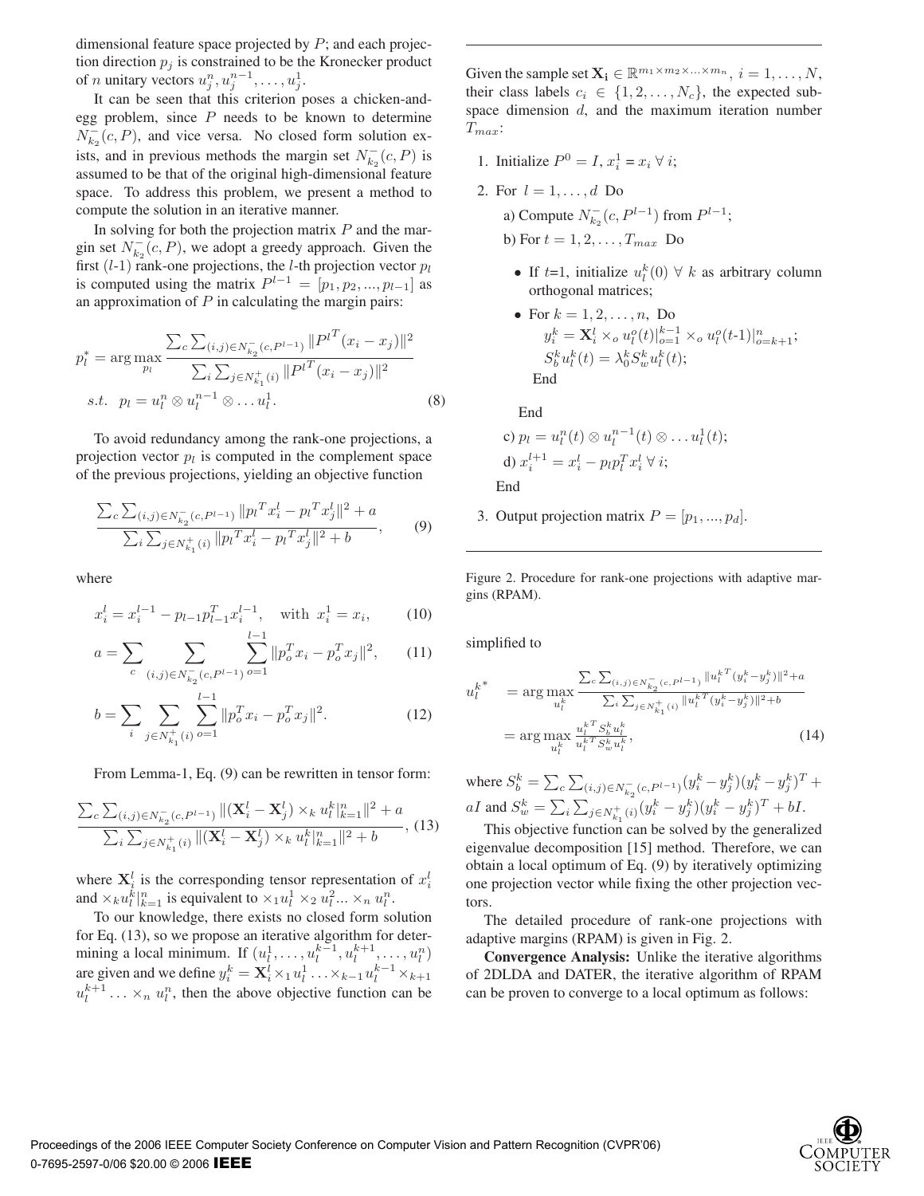dimensional feature space projected by $P$; and each projection direction $p_j$ is constrained to be the Kronecker product of $n$ unitary vectors $u_j^n, u_j^{n-1}, \ldots, u_j^1$.

It can be seen that this criterion poses a chicken-and-egg problem, since $P$ needs to be known to determine $N_{k_2}^-(c, P)$, and vice versa. No closed form solution exists, and in previous methods the margin set $N_{k_2}^-(c, P)$ is assumed to be that of the original high-dimensional feature space. To address this problem, we present a method to compute the solution in an iterative manner.

In solving for both the projection matrix $P$ and the margin set $N_{k_2}^-(c, P)$, we adopt a greedy approach. Given the first ($l$-1) rank-one projections, the $l$-th projection vector $p_l$ is computed using the matrix $P^{l-1} = [p_1, p_2, ..., p_{l-1}]$ as an approximation of $P$ in calculating the margin pairs:

$$p_l^* = \arg\max_{p_l} \frac{\sum_c \sum_{(i,j) \in N_{k_2}^-(c, P^{l-1})} \|{P^l}^T (x_i - x_j)\|^2}{\sum_i \sum_{j \in N_{k_1}^+(i)} \|{P^l}^T (x_i - x_j)\|^2}$$
$$s.t. \;\; p_l = u_l^n \otimes u_l^{n-1} \otimes \ldots u_l^1. \tag{8}$$

To avoid redundancy among the rank-one projections, a projection vector $p_l$ is computed in the complement space of the previous projections, yielding an objective function

$$\frac{\sum_c \sum_{(i,j) \in N_{k_2}^-(c, P^{l-1})} \|{p_l}^T x_i^l - {p_l}^T x_j^l\|^2 + a}{\sum_i \sum_{j \in N_{k_1}^+(i)} \|{p_l}^T x_i^l - {p_l}^T x_j^l\|^2 + b}, \tag{9}$$

where

$$x_i^l = x_i^{l-1} - p_{l-1} p_{l-1}^T x_i^{l-1}, \quad \text{with } x_i^1 = x_i, \tag{10}$$

$$a = \sum_c \sum_{(i,j) \in N_{k_2}^-(c, P^{l-1})} \sum_{o=1}^{l-1} \|p_o^T x_i - p_o^T x_j\|^2, \tag{11}$$

$$b = \sum_i \sum_{j \in N_{k_1}^+(i)} \sum_{o=1}^{l-1} \|p_o^T x_i - p_o^T x_j\|^2. \tag{12}$$

From Lemma-1, Eq. (9) can be rewritten in tensor form:

$$\frac{\sum_c \sum_{(i,j) \in N_{k_2}^-(c, P^{l-1})} \|(\mathbf{X}_i^l - \mathbf{X}_j^l) \times_k u_l^k|_{k=1}^n\|^2 + a}{\sum_i \sum_{j \in N_{k_1}^+(i)} \|(\mathbf{X}_i^l - \mathbf{X}_j^l) \times_k u_l^k|_{k=1}^n\|^2 + b}, \tag{13}$$

where $\mathbf{X}_i^l$ is the corresponding tensor representation of $x_i^l$ and $\times_k u_l^k|_{k=1}^n$ is equivalent to $\times_1 u_l^1 \times_2 u_l^2 \ldots \times_n u_l^n$.

To our knowledge, there exists no closed form solution for Eq. (13), so we propose an iterative algorithm for determining a local minimum. If $(u_l^1, \ldots, u_l^{k-1}, u_l^{k+1}, \ldots, u_l^n)$ are given and we define $y_i^k = \mathbf{X}_i^l \times_1 u_l^1 \ldots \times_{k-1} u_l^{k-1} \times_{k+1} u_l^{k+1} \ldots \times_n u_l^n$, then the above objective function can be simplified to

$$\begin{aligned} {u_l^k}^* &= \arg\max_{u_l^k} \frac{\sum_c \sum_{(i,j) \in N_{k_2}^-(c, P^{l-1})} \|{u_l^k}^T (y_i^k - y_j^k)\|^2 + a}{\sum_i \sum_{j \in N_{k_1}^+(i)} \|{u_l^k}^T (y_i^k - y_j^k)\|^2 + b} \\ &= \arg\max_{u_l^k} \frac{{u_l^k}^T S_b^k u_l^k}{{u_l^k}^T S_w^k u_l^k}, \end{aligned} \tag{14}$$

where $S_b^k = \sum_c \sum_{(i,j) \in N_{k_2}^-(c, P^{l-1})} (y_i^k - y_j^k)(y_i^k - y_j^k)^T + aI$ and $S_w^k = \sum_i \sum_{j \in N_{k_1}^+(i)} (y_i^k - y_j^k)(y_i^k - y_j^k)^T + bI$.

This objective function can be solved by the generalized eigenvalue decomposition [15] method. Therefore, we can obtain a local optimum of Eq. (9) by iteratively optimizing one projection vector while fixing the other projection vectors.

The detailed procedure of rank-one projections with adaptive margins (RPAM) is given in Fig. 2.

**Convergence Analysis:** Unlike the iterative algorithms of 2DLDA and DATER, the iterative algorithm of RPAM can be proven to converge to a local optimum as follows:

---

Given the sample set $\mathbf{X_i} \in \mathbb{R}^{m_1 \times m_2 \times \ldots \times m_n}$, $i = 1, \ldots, N$, their class labels $c_i \in \{1, 2, \ldots, N_c\}$, the expected subspace dimension $d$, and the maximum iteration number $T_{max}$:

1. Initialize $P^0 = I$, $x_i^1 = x_i \; \forall \, i$;
2. For $l = 1, \ldots, d$ Do
   a) Compute $N_{k_2}^-(c, P^{l-1})$ from $P^{l-1}$;
   b) For $t = 1, 2, \ldots, T_{max}$ Do
      - If $t$=1, initialize $u_l^k(0) \; \forall \, k$ as arbitrary column orthogonal matrices;
      - For $k = 1, 2, \ldots, n$, Do
        $y_i^k = \mathbf{X}_i^l \times_o u_l^o(t)|_{o=1}^{k-1} \times_o u_l^o(t\text{-}1)|_{o=k+1}^n$;
        $S_b^k u_l^k(t) = \lambda_0^k S_w^k u_l^k(t)$;
        End

      End
   c) $p_l = u_l^n(t) \otimes u_l^{n-1}(t) \otimes \ldots u_l^1(t)$;
   d) $x_i^{l+1} = x_i^l - p_l p_l^T x_i^l \; \forall \, i$;
   End
3. Output projection matrix $P = [p_1, ..., p_d]$.

---

Figure 2. Procedure for rank-one projections with adaptive margins (RPAM).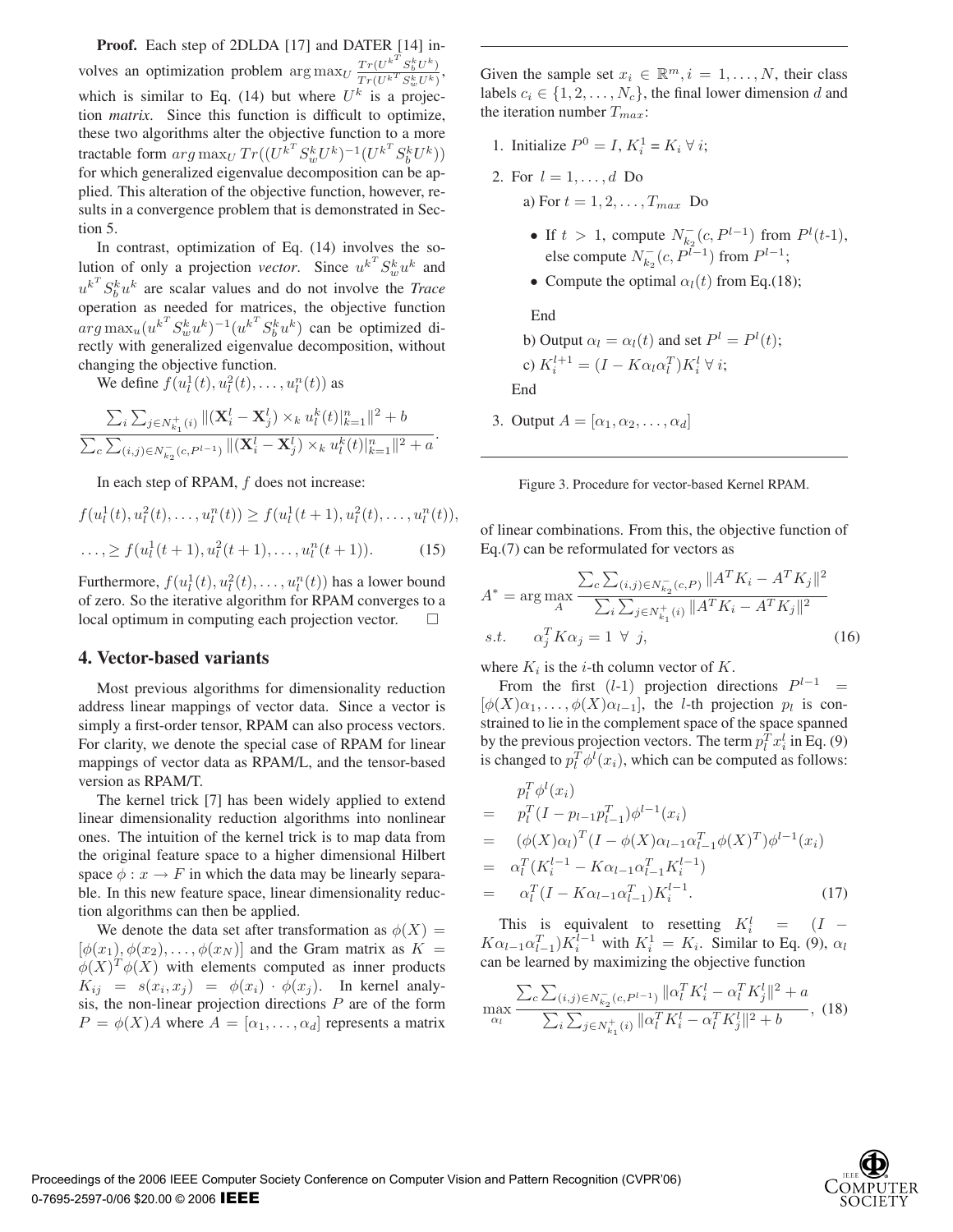**Proof.** Each step of 2DLDA [17] and DATER [14] involves an optimization problem $\arg\max_U \frac{Tr(U^{k^T} S_b^k U^k)}{Tr(U^{k^T} S_w^k U^k)}$, which is similar to Eq. (14) but where $U^k$ is a projection *matrix*. Since this function is difficult to optimize, these two algorithms alter the objective function to a more tractable form $arg\max_U Tr((U^{k^T} S_w^k U^k)^{-1}(U^{k^T} S_b^k U^k))$ for which generalized eigenvalue decomposition can be applied. This alteration of the objective function, however, results in a convergence problem that is demonstrated in Section 5.

In contrast, optimization of Eq. (14) involves the solution of only a projection *vector*. Since $u^{k^T} S_w^k u^k$ and $u^{k^T} S_b^k u^k$ are scalar values and do not involve the *Trace* operation as needed for matrices, the objective function $arg\max_u (u^{k^T} S_w^k u^k)^{-1}(u^{k^T} S_b^k u^k)$ can be optimized directly with generalized eigenvalue decomposition, without changing the objective function.

We define $f(u_l^1(t), u_l^2(t), \ldots, u_l^n(t))$ as

$$\frac{\sum_i \sum_{j \in N_{k_1}^+(i)} \|(\mathbf{X}_i^l - \mathbf{X}_j^l) \times_k u_l^k(t)|_{k=1}^n\|^2 + b}{\sum_c \sum_{(i,j) \in N_{k_2}^-(c,P^{l-1})} \|(\mathbf{X}_i^l - \mathbf{X}_j^l) \times_k u_l^k(t)|_{k=1}^n\|^2 + a}.$$

In each step of RPAM, $f$ does not increase:

$$f(u_l^1(t), u_l^2(t), \ldots, u_l^n(t)) \geq f(u_l^1(t+1), u_l^2(t), \ldots, u_l^n(t)),$$

$$\ldots, \geq f(u_l^1(t+1), u_l^2(t+1), \ldots, u_l^n(t+1)). \quad (15)$$

Furthermore, $f(u_l^1(t), u_l^2(t), \ldots, u_l^n(t))$ has a lower bound of zero. So the iterative algorithm for RPAM converges to a local optimum in computing each projection vector. □

## 4. Vector-based variants

Most previous algorithms for dimensionality reduction address linear mappings of vector data. Since a vector is simply a first-order tensor, RPAM can also process vectors. For clarity, we denote the special case of RPAM for linear mappings of vector data as RPAM/L, and the tensor-based version as RPAM/T.

The kernel trick [7] has been widely applied to extend linear dimensionality reduction algorithms into nonlinear ones. The intuition of the kernel trick is to map data from the original feature space to a higher dimensional Hilbert space $\phi : x \rightarrow F$ in which the data may be linearly separable. In this new feature space, linear dimensionality reduction algorithms can then be applied.

We denote the data set after transformation as $\phi(X) = [\phi(x_1), \phi(x_2), \ldots, \phi(x_N)]$ and the Gram matrix as $K = \phi(X)^T \phi(X)$ with elements computed as inner products $K_{ij} = s(x_i, x_j) = \phi(x_i) \cdot \phi(x_j)$. In kernel analysis, the non-linear projection directions $P$ are of the form $P = \phi(X)A$ where $A = [\alpha_1, \ldots, \alpha_d]$ represents a matrix

---

Given the sample set $x_i \in \mathbb{R}^m, i = 1, \ldots, N$, their class labels $c_i \in \{1, 2, \ldots, N_c\}$, the final lower dimension $d$ and the iteration number $T_{max}$:

1. Initialize $P^0 = I$, $K_i^1 = K_i \; \forall \; i$;
2. For $l = 1, \ldots, d$ Do
   a) For $t = 1, 2, \ldots, T_{max}$ Do
   - If $t > 1$, compute $N_{k_2}^-(c, P^{l-1})$ from $P^l(t\text{-}1)$, else compute $N_{k_2}^-(c, P^{l-1})$ from $P^{l-1}$;
   - Compute the optimal $\alpha_l(t)$ from Eq.(18);

   End

   b) Output $\alpha_l = \alpha_l(t)$ and set $P^l = P^l(t)$;

   c) $K_i^{l+1} = (I - K\alpha_l\alpha_l^T)K_i^l \; \forall \; i$;

   End
3. Output $A = [\alpha_1, \alpha_2, \ldots, \alpha_d]$

---

Figure 3. Procedure for vector-based Kernel RPAM.

of linear combinations. From this, the objective function of Eq.(7) can be reformulated for vectors as

$$A^* = \arg\max_A \frac{\sum_c \sum_{(i,j) \in N_{k_2}^-(c,P)} \|A^T K_i - A^T K_j\|^2}{\sum_i \sum_{j \in N_{k_1}^+(i)} \|A^T K_i - A^T K_j\|^2}$$
$$s.t. \quad \alpha_j^T K \alpha_j = 1 \;\; \forall \;\; j, \quad (16)$$

where $K_i$ is the $i$-th column vector of $K$.

From the first ($l$-1) projection directions $P^{l-1} = [\phi(X)\alpha_1, \ldots, \phi(X)\alpha_{l-1}]$, the $l$-th projection $p_l$ is constrained to lie in the complement space of the space spanned by the previous projection vectors. The term $p_l^T x_i^l$ in Eq. (9) is changed to $p_l^T \phi^l(x_i)$, which can be computed as follows:

$$\begin{aligned}
& p_l^T \phi^l(x_i) \\
= \;& p_l^T (I - p_{l-1} p_{l-1}^T) \phi^{l-1}(x_i) \\
= \;& (\phi(X)\alpha_l)^T (I - \phi(X)\alpha_{l-1}\alpha_{l-1}^T \phi(X)^T) \phi^{l-1}(x_i) \\
= \;& \alpha_l^T (K_i^{l-1} - K\alpha_{l-1}\alpha_{l-1}^T K_i^{l-1}) \\
= \;& \alpha_l^T (I - K\alpha_{l-1}\alpha_{l-1}^T) K_i^{l-1}. \quad (17)
\end{aligned}$$

This is equivalent to resetting $K_i^l = (I - K\alpha_{l-1}\alpha_{l-1}^T)K_i^{l-1}$ with $K_i^1 = K_i$. Similar to Eq. (9), $\alpha_l$ can be learned by maximizing the objective function

$$\max_{\alpha_l} \frac{\sum_c \sum_{(i,j) \in N_{k_2}^-(c,P^{l-1})} \|\alpha_l^T K_i^l - \alpha_l^T K_j^l\|^2 + a}{\sum_i \sum_{j \in N_{k_1}^+(i)} \|\alpha_l^T K_i^l - \alpha_l^T K_j^l\|^2 + b}, \quad (18)$$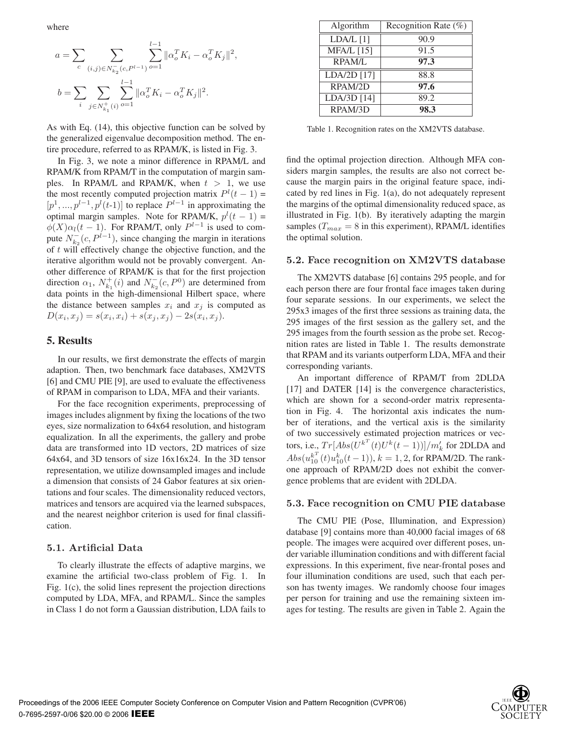where

$$a = \sum_{c} \sum_{(i,j) \in N_{k_2}^{-}(c, P^{l-1})} \sum_{o=1}^{l-1} \|\alpha_o^T K_i - \alpha_o^T K_j\|^2,$$

$$b = \sum_{i} \sum_{j \in N_{k_1}^{+}(i)} \sum_{o=1}^{l-1} \|\alpha_o^T K_i - \alpha_o^T K_j\|^2.$$

As with Eq. (14), this objective function can be solved by the generalized eigenvalue decomposition method. The entire procedure, referred to as RPAM/K, is listed in Fig. 3.

In Fig. 3, we note a minor difference in RPAM/L and RPAM/K from RPAM/T in the computation of margin samples. In RPAM/L and RPAM/K, when $t > 1$, we use the most recently computed projection matrix $P^l(t-1) = [p^1, ..., p^{l-1}, p^l(t\text{-}1)]$ to replace $P^{l-1}$ in approximating the optimal margin samples. Note for RPAM/K, $p^l(t-1) = \phi(X)\alpha_l(t-1)$. For RPAM/T, only $P^{l-1}$ is used to compute $N_{k_2}^{-}(c, P^{l-1})$, since changing the margin in iterations of $t$ will effectively change the objective function, and the iterative algorithm would not be provably convergent. Another difference of RPAM/K is that for the first projection direction $\alpha_1$, $N_{k_1}^{+}(i)$ and $N_{k_2}^{-}(c, P^0)$ are determined from data points in the high-dimensional Hilbert space, where the distance between samples $x_i$ and $x_j$ is computed as $D(x_i, x_j) = s(x_i, x_i) + s(x_j, x_j) - 2s(x_i, x_j)$.

# 5. Results

In our results, we first demonstrate the effects of margin adaption. Then, two benchmark face databases, XM2VTS [6] and CMU PIE [9], are used to evaluate the effectiveness of RPAM in comparison to LDA, MFA and their variants.

For the face recognition experiments, preprocessing of images includes alignment by fixing the locations of the two eyes, size normalization to 64x64 resolution, and histogram equalization. In all the experiments, the gallery and probe data are transformed into 1D vectors, 2D matrices of size 64x64, and 3D tensors of size 16x16x24. In the 3D tensor representation, we utilize downsampled images and include a dimension that consists of 24 Gabor features at six orientations and four scales. The dimensionality reduced vectors, matrices and tensors are acquired via the learned subspaces, and the nearest neighbor criterion is used for final classification.

## 5.1. Artificial Data

To clearly illustrate the effects of adaptive margins, we examine the artificial two-class problem of Fig. 1. In Fig. 1(c), the solid lines represent the projection directions computed by LDA, MFA, and RPAM/L. Since the samples in Class 1 do not form a Gaussian distribution, LDA fails to find the optimal projection direction. Although MFA considers margin samples, the results are also not correct because the margin pairs in the original feature space, indicated by red lines in Fig. 1(a), do not adequately represent the margins of the optimal dimensionality reduced space, as illustrated in Fig. 1(b). By iteratively adapting the margin samples ($T_{max} = 8$ in this experiment), RPAM/L identifies the optimal solution.

| Algorithm | Recognition Rate (%) |
|---|---|
| LDA/L [1] | 90.9 |
| MFA/L [15] | 91.5 |
| RPAM/L | **97.3** |
| LDA/2D [17] | 88.8 |
| RPAM/2D | **97.6** |
| LDA/3D [14] | 89.2 |
| RPAM/3D | **98.3** |

Table 1. Recognition rates on the XM2VTS database.

## 5.2. Face recognition on XM2VTS database

The XM2VTS database [6] contains 295 people, and for each person there are four frontal face images taken during four separate sessions. In our experiments, we select the 295x3 images of the first three sessions as training data, the 295 images of the first session as the gallery set, and the 295 images from the fourth session as the probe set. Recognition rates are listed in Table 1. The results demonstrate that RPAM and its variants outperform LDA, MFA and their corresponding variants.

An important difference of RPAM/T from 2DLDA [17] and DATER [14] is the convergence characteristics, which are shown for a second-order matrix representation in Fig. 4. The horizontal axis indicates the number of iterations, and the vertical axis is the similarity of two successively estimated projection matrices or vectors, i.e., $Tr[Abs(U^{k^T}(t)U^k(t-1))]/m'_k$ for 2DLDA and $Abs(u_{10}^{k^T}(t)u_{10}^k(t-1))$, $k = 1, 2$, for RPAM/2D. The rank-one approach of RPAM/2D does not exhibit the convergence problems that are evident with 2DLDA.

## 5.3. Face recognition on CMU PIE database

The CMU PIE (Pose, Illumination, and Expression) database [9] contains more than 40,000 facial images of 68 people. The images were acquired over different poses, under variable illumination conditions and with different facial expressions. In this experiment, five near-frontal poses and four illumination conditions are used, such that each person has twenty images. We randomly choose four images per person for training and use the remaining sixteen images for testing. The results are given in Table 2. Again the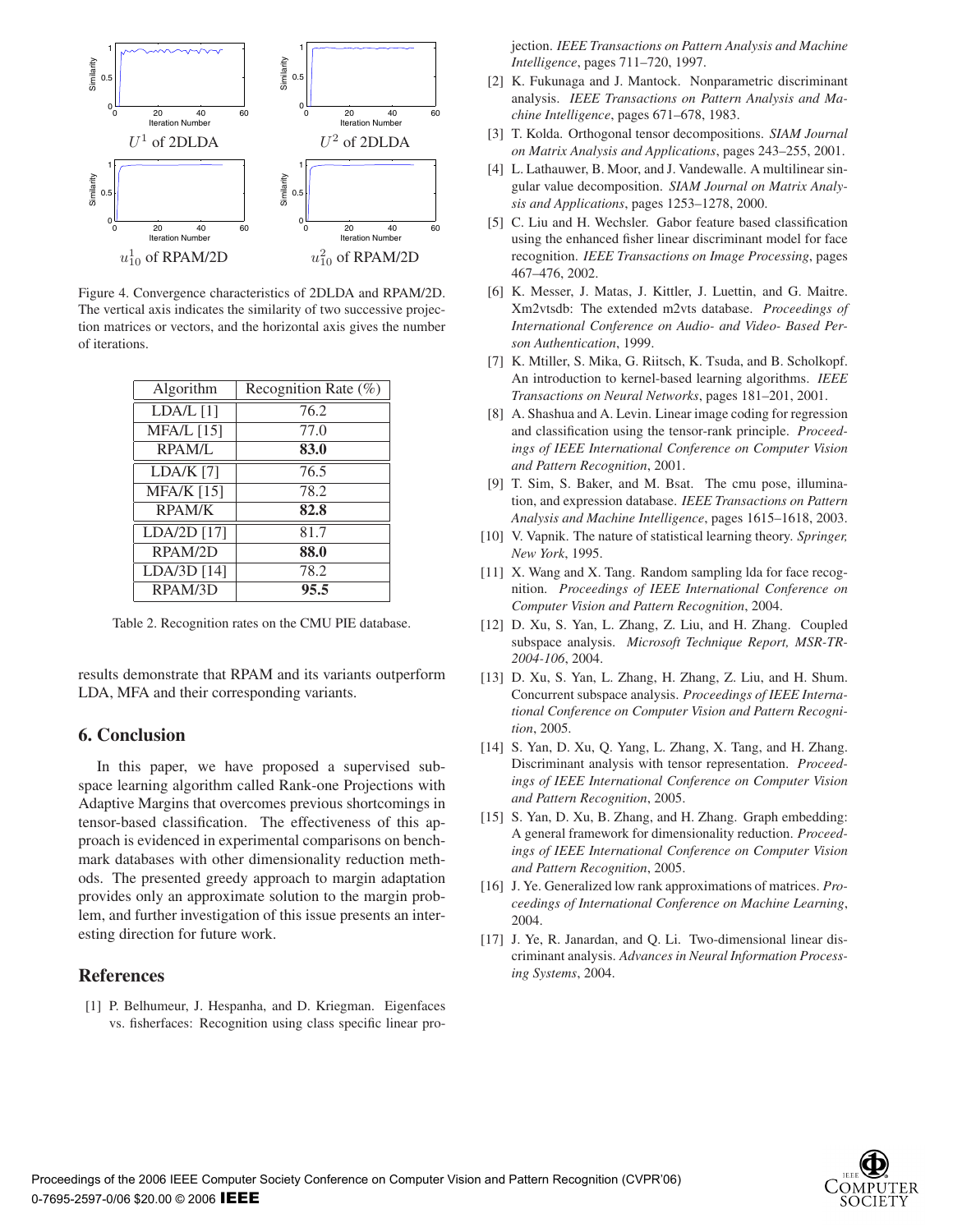Similarity
1
0.5
0
0 20 40 60
Iteration Number
$U^1$ of 2DLDA

Similarity
1
0.5
0
0 20 40 60
Iteration Number
$U^2$ of 2DLDA

Similarity
1
0.5
0
0 20 40 60
Iteration Number
$u_{10}^1$ of RPAM/2D

Similarity
1
0.5
0
0 20 40 60
Iteration Number
$u_{10}^2$ of RPAM/2D

Figure 4. Convergence characteristics of 2DLDA and RPAM/2D. The vertical axis indicates the similarity of two successive projection matrices or vectors, and the horizontal axis gives the number of iterations.

| Algorithm | Recognition Rate (%) |
|---|---|
| LDA/L [1] | 76.2 |
| MFA/L [15] | 77.0 |
| RPAM/L | **83.0** |
| LDA/K [7] | 76.5 |
| MFA/K [15] | 78.2 |
| RPAM/K | **82.8** |
| LDA/2D [17] | 81.7 |
| RPAM/2D | **88.0** |
| LDA/3D [14] | 78.2 |
| RPAM/3D | **95.5** |

Table 2. Recognition rates on the CMU PIE database.

results demonstrate that RPAM and its variants outperform LDA, MFA and their corresponding variants.

## 6. Conclusion

In this paper, we have proposed a supervised subspace learning algorithm called Rank-one Projections with Adaptive Margins that overcomes previous shortcomings in tensor-based classification. The effectiveness of this approach is evidenced in experimental comparisons on benchmark databases with other dimensionality reduction methods. The presented greedy approach to margin adaptation provides only an approximate solution to the margin problem, and further investigation of this issue presents an interesting direction for future work.

## References

[1] P. Belhumeur, J. Hespanha, and D. Kriegman. Eigenfaces vs. fisherfaces: Recognition using class specific linear projection. *IEEE Transactions on Pattern Analysis and Machine Intelligence*, pages 711–720, 1997.

[2] K. Fukunaga and J. Mantock. Nonparametric discriminant analysis. *IEEE Transactions on Pattern Analysis and Machine Intelligence*, pages 671–678, 1983.

[3] T. Kolda. Orthogonal tensor decompositions. *SIAM Journal on Matrix Analysis and Applications*, pages 243–255, 2001.

[4] L. Lathauwer, B. Moor, and J. Vandewalle. A multilinear singular value decomposition. *SIAM Journal on Matrix Analysis and Applications*, pages 1253–1278, 2000.

[5] C. Liu and H. Wechsler. Gabor feature based classification using the enhanced fisher linear discriminant model for face recognition. *IEEE Transactions on Image Processing*, pages 467–476, 2002.

[6] K. Messer, J. Matas, J. Kittler, J. Luettin, and G. Maitre. Xm2vtsdb: The extended m2vts database. *Proceedings of International Conference on Audio- and Video- Based Person Authentication*, 1999.

[7] K. Mtiller, S. Mika, G. Riitsch, K. Tsuda, and B. Scholkopf. An introduction to kernel-based learning algorithms. *IEEE Transactions on Neural Networks*, pages 181–201, 2001.

[8] A. Shashua and A. Levin. Linear image coding for regression and classification using the tensor-rank principle. *Proceedings of IEEE International Conference on Computer Vision and Pattern Recognition*, 2001.

[9] T. Sim, S. Baker, and M. Bsat. The cmu pose, illumination, and expression database. *IEEE Transactions on Pattern Analysis and Machine Intelligence*, pages 1615–1618, 2003.

[10] V. Vapnik. The nature of statistical learning theory. *Springer, New York*, 1995.

[11] X. Wang and X. Tang. Random sampling lda for face recognition. *Proceedings of IEEE International Conference on Computer Vision and Pattern Recognition*, 2004.

[12] D. Xu, S. Yan, L. Zhang, Z. Liu, and H. Zhang. Coupled subspace analysis. *Microsoft Technique Report, MSR-TR-2004-106*, 2004.

[13] D. Xu, S. Yan, L. Zhang, H. Zhang, Z. Liu, and H. Shum. Concurrent subspace analysis. *Proceedings of IEEE International Conference on Computer Vision and Pattern Recognition*, 2005.

[14] S. Yan, D. Xu, Q. Yang, L. Zhang, X. Tang, and H. Zhang. Discriminant analysis with tensor representation. *Proceedings of IEEE International Conference on Computer Vision and Pattern Recognition*, 2005.

[15] S. Yan, D. Xu, B. Zhang, and H. Zhang. Graph embedding: A general framework for dimensionality reduction. *Proceedings of IEEE International Conference on Computer Vision and Pattern Recognition*, 2005.

[16] J. Ye. Generalized low rank approximations of matrices. *Proceedings of International Conference on Machine Learning*, 2004.

[17] J. Ye, R. Janardan, and Q. Li. Two-dimensional linear discriminant analysis. *Advances in Neural Information Processing Systems*, 2004.